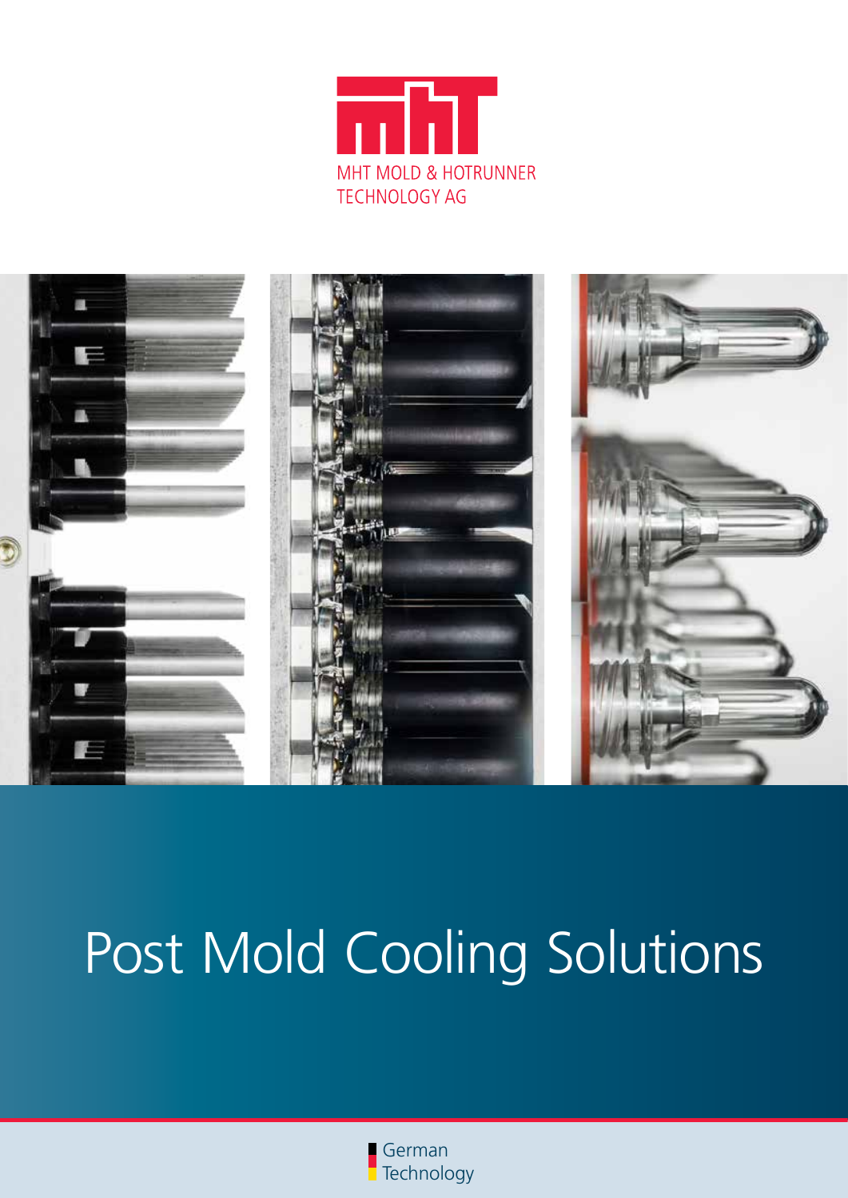MHT MOLD & HOTRUNNER TECHNOLOGY AG

# Post Mold Cooling Solutions

German Technology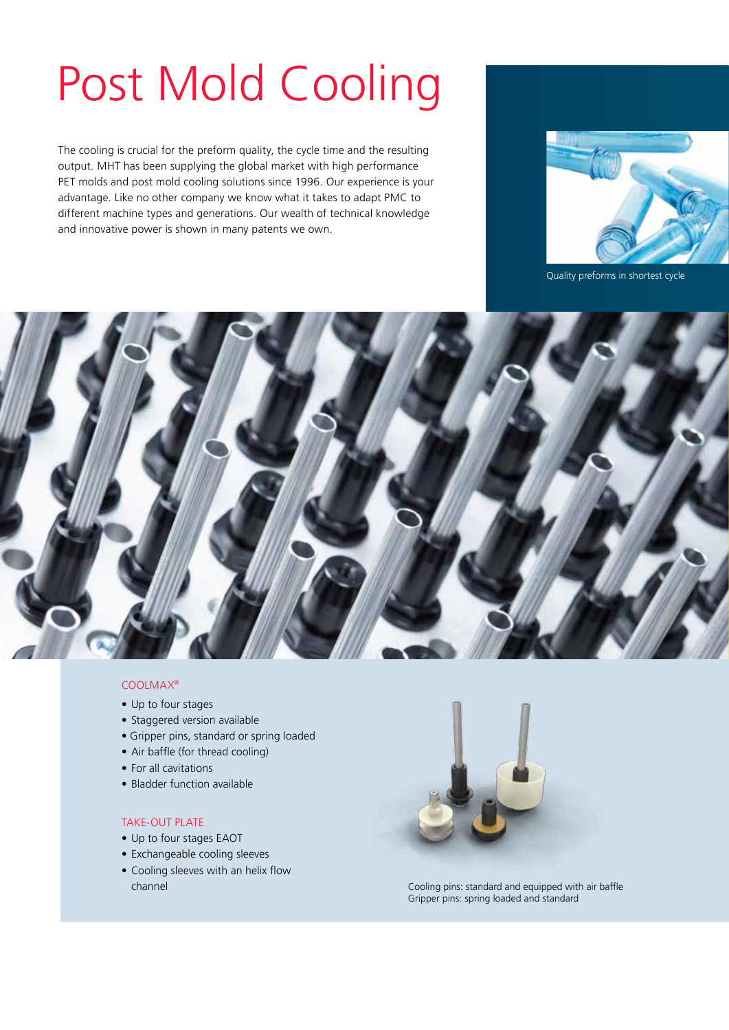# Post Mold Cooling

The cooling is crucial for the preform quality, the cycle time and the resulting output. MHT has been supplying the global market with high performance PET molds and post mold cooling solutions since 1996. Our experience is your advantage. Like no other company we know what it takes to adapt PMC to different machine types and generations. Our wealth of technical knowledge and innovative power is shown in many patents we own.

Quality preforms in shortest cycle

### COOLMAX®

- Up to four stages
- Staggered version available
- Gripper pins, standard or spring loaded
- Air baffle (for thread cooling)
- For all cavitations
- Bladder function available

### TAKE-OUT PLATE

- Up to four stages EAOT
- Exchangeable cooling sleeves
- Cooling sleeves with an helix flow channel

Cooling pins: standard and equipped with air baffle
Gripper pins: spring loaded and standard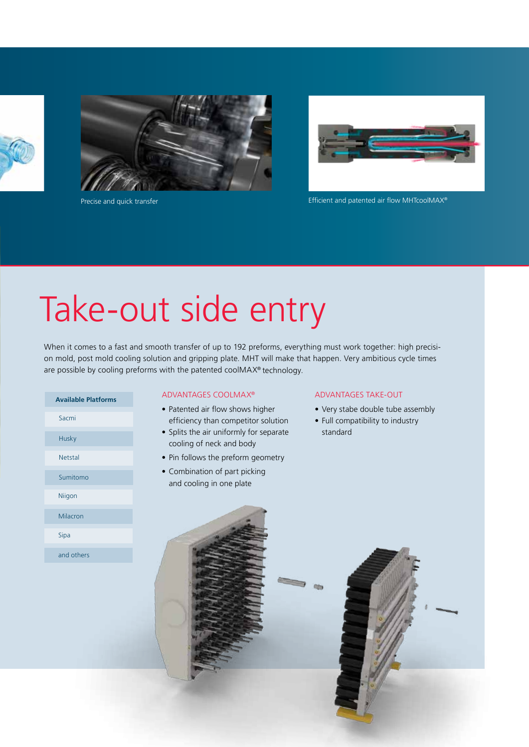Precise and quick transfer

Efficient and patented air flow MHTcoolMAX®

# Take-out side entry

When it comes to a fast and smooth transfer of up to 192 preforms, everything must work together: high precision mold, post mold cooling solution and gripping plate. MHT will make that happen. Very ambitious cycle times are possible by cooling preforms with the patented coolMAX® technology.

| Available Platforms |
|---|
| Sacmi |
| Husky |
| Netstal |
| Sumitomo |
| Niigon |
| Milacron |
| Sipa |
| and others |

## ADVANTAGES COOLMAX®

- Patented air flow shows higher efficiency than competitor solution
- Splits the air uniformly for separate cooling of neck and body
- Pin follows the preform geometry
- Combination of part picking and cooling in one plate

## ADVANTAGES TAKE-OUT

- Very stabe double tube assembly
- Full compatibility to industry standard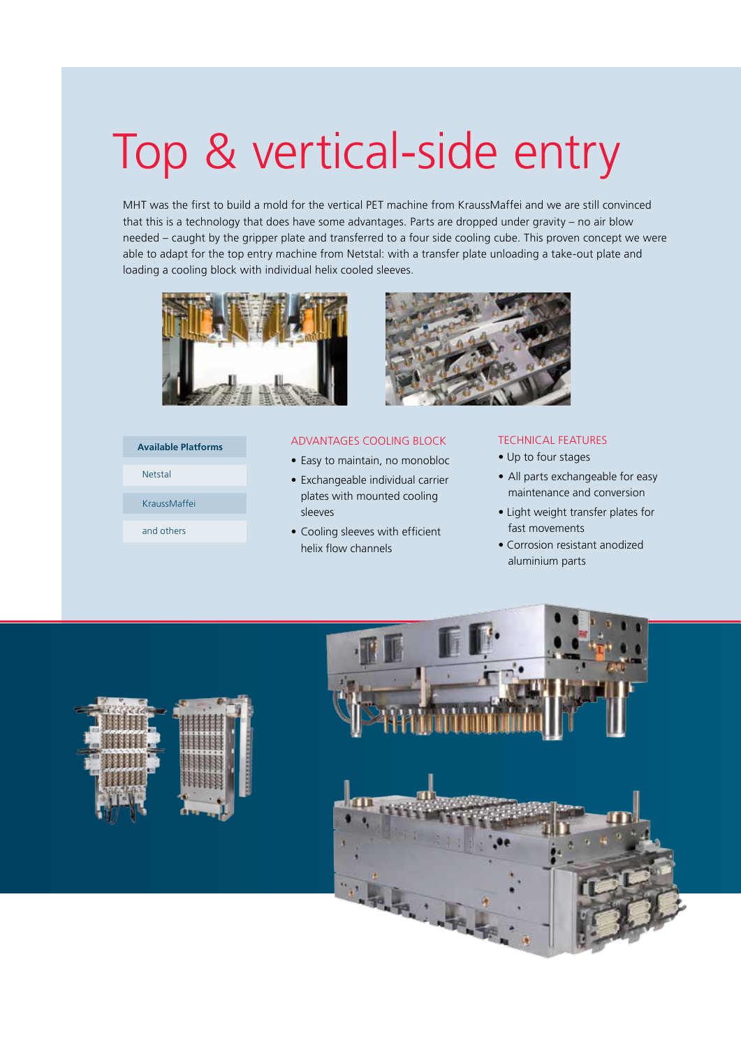# Top & vertical-side entry

MHT was the first to build a mold for the vertical PET machine from KraussMaffei and we are still convinced that this is a technology that does have some advantages. Parts are dropped under gravity – no air blow needed – caught by the gripper plate and transferred to a four side cooling cube. This proven concept we were able to adapt for the top entry machine from Netstal: with a transfer plate unloading a take-out plate and loading a cooling block with individual helix cooled sleeves.

| Available Platforms |
| --- |
| Netstal |
| KraussMaffei |
| and others |

### ADVANTAGES COOLING BLOCK

- Easy to maintain, no monobloc
- Exchangeable individual carrier plates with mounted cooling sleeves
- Cooling sleeves with efficient helix flow channels

### TECHNICAL FEATURES

- Up to four stages
- All parts exchangeable for easy maintenance and conversion
- Light weight transfer plates for fast movements
- Corrosion resistant anodized aluminium parts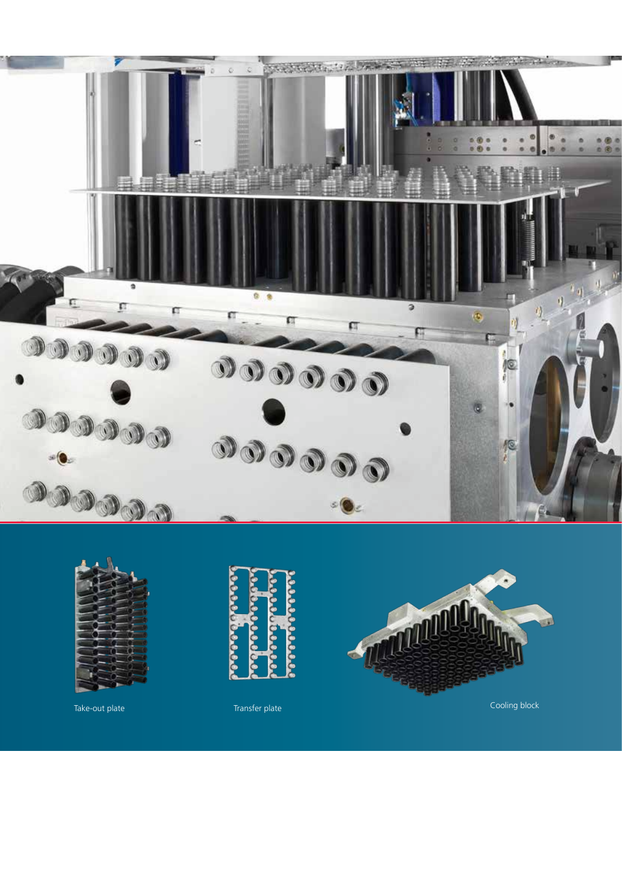Take-out plate

Transfer plate

Cooling block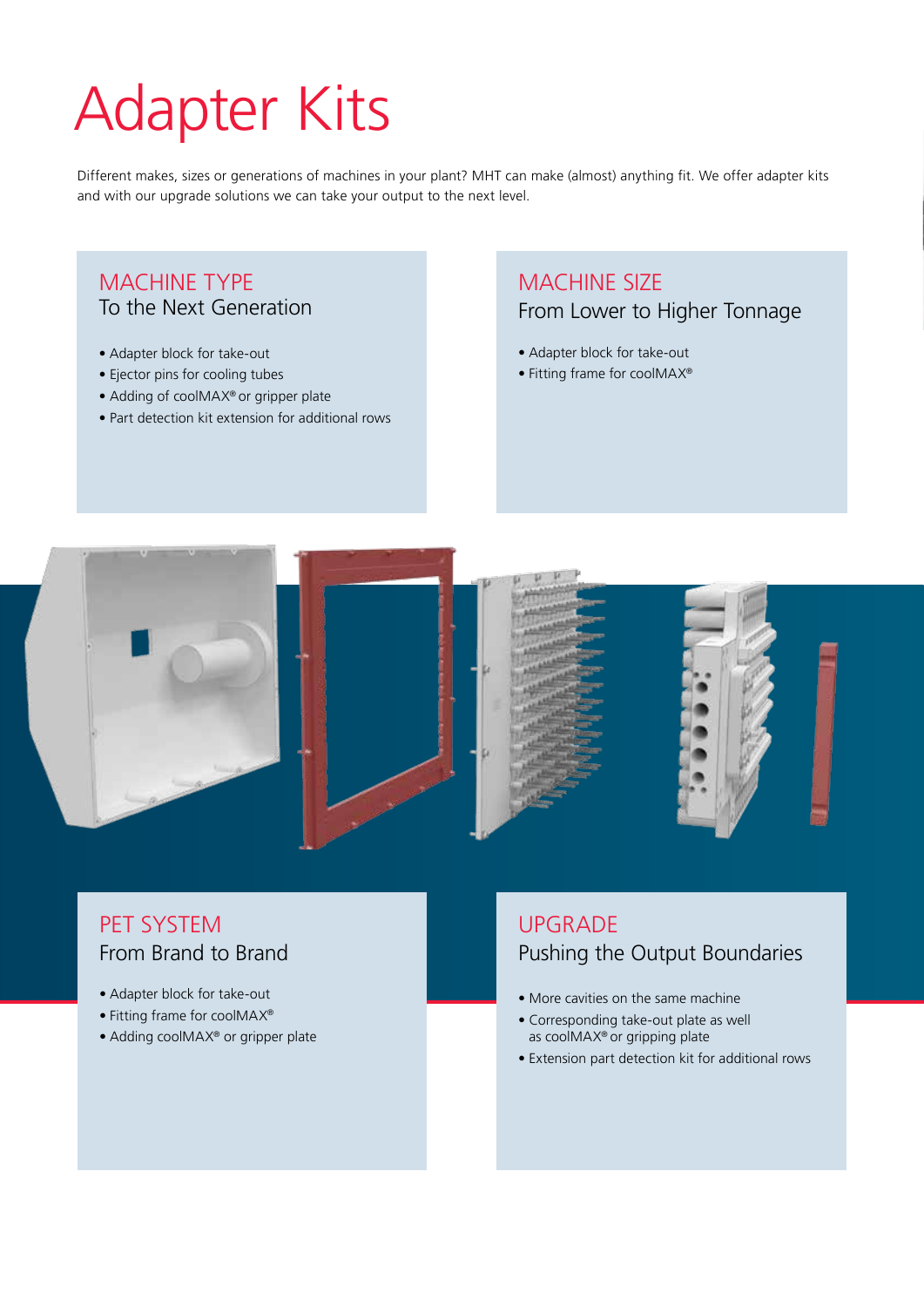# Adapter Kits

Different makes, sizes or generations of machines in your plant? MHT can make (almost) anything fit. We offer adapter kits and with our upgrade solutions we can take your output to the next level.

## MACHINE TYPE

### To the Next Generation

- Adapter block for take-out
- Ejector pins for cooling tubes
- Adding of coolMAX® or gripper plate
- Part detection kit extension for additional rows

## MACHINE SIZE

### From Lower to Higher Tonnage

- Adapter block for take-out
- Fitting frame for coolMAX®

## PET SYSTEM

### From Brand to Brand

- Adapter block for take-out
- Fitting frame for coolMAX®
- Adding coolMAX® or gripper plate

## UPGRADE

### Pushing the Output Boundaries

- More cavities on the same machine
- Corresponding take-out plate as well as coolMAX® or gripping plate
- Extension part detection kit for additional rows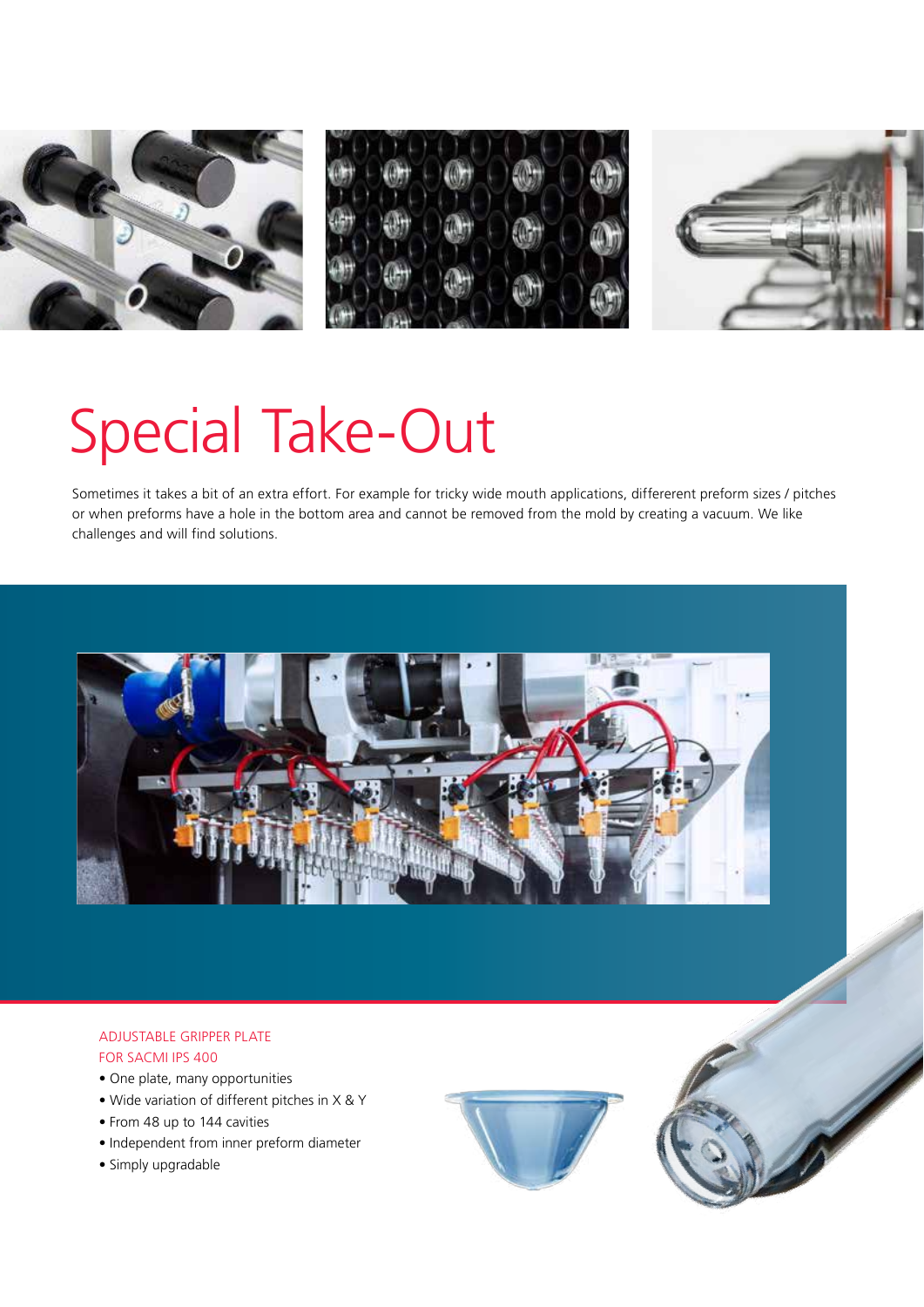# Special Take-Out

Sometimes it takes a bit of an extra effort. For example for tricky wide mouth applications, differerent preform sizes / pitches or when preforms have a hole in the bottom area and cannot be removed from the mold by creating a vacuum. We like challenges and will find solutions.

ADJUSTABLE GRIPPER PLATE
FOR SACMI IPS 400

- One plate, many opportunities
- Wide variation of different pitches in X & Y
- From 48 up to 144 cavities
- Independent from inner preform diameter
- Simply upgradable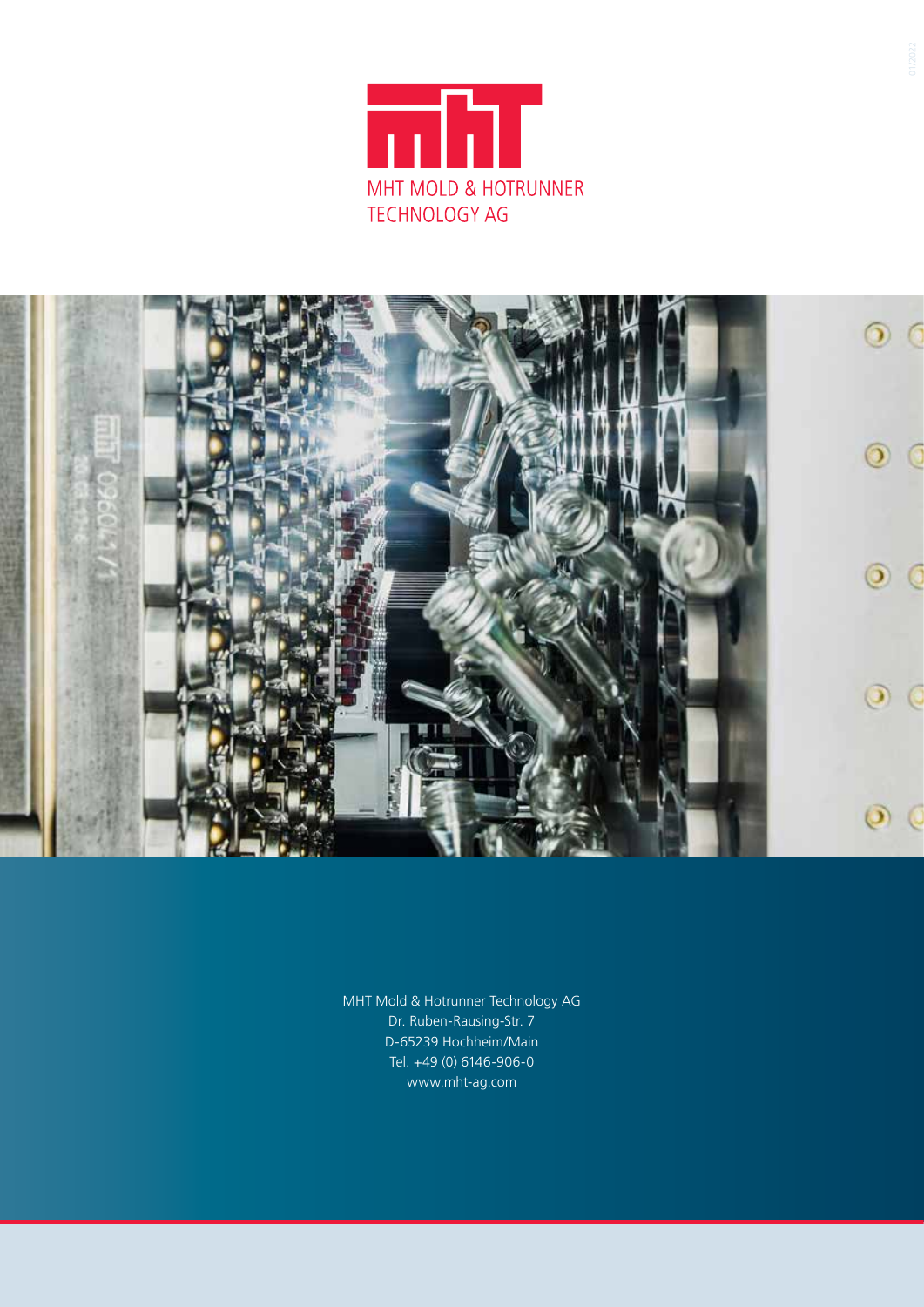MHT MOLD & HOTRUNNER TECHNOLOGY AG

MHT Mold & Hotrunner Technology AG
Dr. Ruben-Rausing-Str. 7
D-65239 Hochheim/Main
Tel. +49 (0) 6146-906-0
www.mht-ag.com